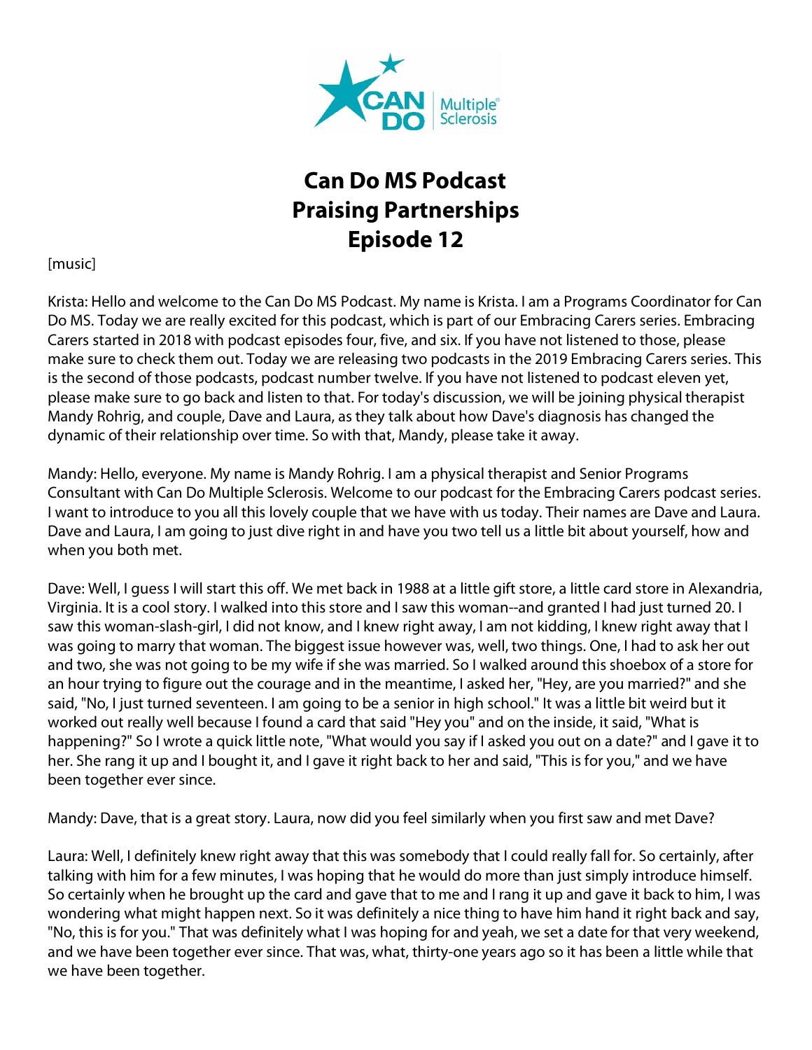# Can Do MS Podcast
# Praising Partnerships
# Episode 12

[music]

Krista: Hello and welcome to the Can Do MS Podcast. My name is Krista. I am a Programs Coordinator for Can Do MS. Today we are really excited for this podcast, which is part of our Embracing Carers series. Embracing Carers started in 2018 with podcast episodes four, five, and six. If you have not listened to those, please make sure to check them out. Today we are releasing two podcasts in the 2019 Embracing Carers series. This is the second of those podcasts, podcast number twelve. If you have not listened to podcast eleven yet, please make sure to go back and listen to that. For today's discussion, we will be joining physical therapist Mandy Rohrig, and couple, Dave and Laura, as they talk about how Dave's diagnosis has changed the dynamic of their relationship over time. So with that, Mandy, please take it away.

Mandy: Hello, everyone. My name is Mandy Rohrig. I am a physical therapist and Senior Programs Consultant with Can Do Multiple Sclerosis. Welcome to our podcast for the Embracing Carers podcast series. I want to introduce to you all this lovely couple that we have with us today. Their names are Dave and Laura. Dave and Laura, I am going to just dive right in and have you two tell us a little bit about yourself, how and when you both met.

Dave: Well, I guess I will start this off. We met back in 1988 at a little gift store, a little card store in Alexandria, Virginia. It is a cool story. I walked into this store and I saw this woman--and granted I had just turned 20. I saw this woman-slash-girl, I did not know, and I knew right away, I am not kidding, I knew right away that I was going to marry that woman. The biggest issue however was, well, two things. One, I had to ask her out and two, she was not going to be my wife if she was married. So I walked around this shoebox of a store for an hour trying to figure out the courage and in the meantime, I asked her, "Hey, are you married?" and she said, "No, I just turned seventeen. I am going to be a senior in high school." It was a little bit weird but it worked out really well because I found a card that said "Hey you" and on the inside, it said, "What is happening?" So I wrote a quick little note, "What would you say if I asked you out on a date?" and I gave it to her. She rang it up and I bought it, and I gave it right back to her and said, "This is for you," and we have been together ever since.

Mandy: Dave, that is a great story. Laura, now did you feel similarly when you first saw and met Dave?

Laura: Well, I definitely knew right away that this was somebody that I could really fall for. So certainly, after talking with him for a few minutes, I was hoping that he would do more than just simply introduce himself. So certainly when he brought up the card and gave that to me and I rang it up and gave it back to him, I was wondering what might happen next. So it was definitely a nice thing to have him hand it right back and say, "No, this is for you." That was definitely what I was hoping for and yeah, we set a date for that very weekend, and we have been together ever since. That was, what, thirty-one years ago so it has been a little while that we have been together.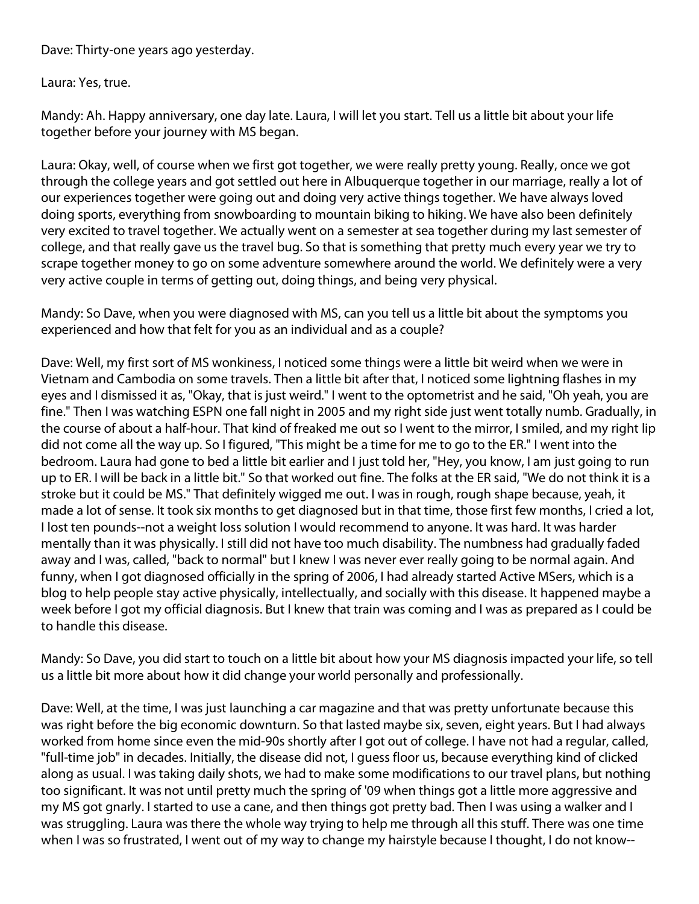Dave: Thirty-one years ago yesterday.

Laura: Yes, true.

Mandy: Ah. Happy anniversary, one day late. Laura, I will let you start. Tell us a little bit about your life together before your journey with MS began.

Laura: Okay, well, of course when we first got together, we were really pretty young. Really, once we got through the college years and got settled out here in Albuquerque together in our marriage, really a lot of our experiences together were going out and doing very active things together. We have always loved doing sports, everything from snowboarding to mountain biking to hiking. We have also been definitely very excited to travel together. We actually went on a semester at sea together during my last semester of college, and that really gave us the travel bug. So that is something that pretty much every year we try to scrape together money to go on some adventure somewhere around the world. We definitely were a very very active couple in terms of getting out, doing things, and being very physical.

Mandy: So Dave, when you were diagnosed with MS, can you tell us a little bit about the symptoms you experienced and how that felt for you as an individual and as a couple?

Dave: Well, my first sort of MS wonkiness, I noticed some things were a little bit weird when we were in Vietnam and Cambodia on some travels. Then a little bit after that, I noticed some lightning flashes in my eyes and I dismissed it as, "Okay, that is just weird." I went to the optometrist and he said, "Oh yeah, you are fine." Then I was watching ESPN one fall night in 2005 and my right side just went totally numb. Gradually, in the course of about a half-hour. That kind of freaked me out so I went to the mirror, I smiled, and my right lip did not come all the way up. So I figured, "This might be a time for me to go to the ER." I went into the bedroom. Laura had gone to bed a little bit earlier and I just told her, "Hey, you know, I am just going to run up to ER. I will be back in a little bit." So that worked out fine. The folks at the ER said, "We do not think it is a stroke but it could be MS." That definitely wigged me out. I was in rough, rough shape because, yeah, it made a lot of sense. It took six months to get diagnosed but in that time, those first few months, I cried a lot, I lost ten pounds--not a weight loss solution I would recommend to anyone. It was hard. It was harder mentally than it was physically. I still did not have too much disability. The numbness had gradually faded away and I was, called, "back to normal" but I knew I was never ever really going to be normal again. And funny, when I got diagnosed officially in the spring of 2006, I had already started Active MSers, which is a blog to help people stay active physically, intellectually, and socially with this disease. It happened maybe a week before I got my official diagnosis. But I knew that train was coming and I was as prepared as I could be to handle this disease.

Mandy: So Dave, you did start to touch on a little bit about how your MS diagnosis impacted your life, so tell us a little bit more about how it did change your world personally and professionally.

Dave: Well, at the time, I was just launching a car magazine and that was pretty unfortunate because this was right before the big economic downturn. So that lasted maybe six, seven, eight years. But I had always worked from home since even the mid-90s shortly after I got out of college. I have not had a regular, called, "full-time job" in decades. Initially, the disease did not, I guess floor us, because everything kind of clicked along as usual. I was taking daily shots, we had to make some modifications to our travel plans, but nothing too significant. It was not until pretty much the spring of '09 when things got a little more aggressive and my MS got gnarly. I started to use a cane, and then things got pretty bad. Then I was using a walker and I was struggling. Laura was there the whole way trying to help me through all this stuff. There was one time when I was so frustrated, I went out of my way to change my hairstyle because I thought, I do not know--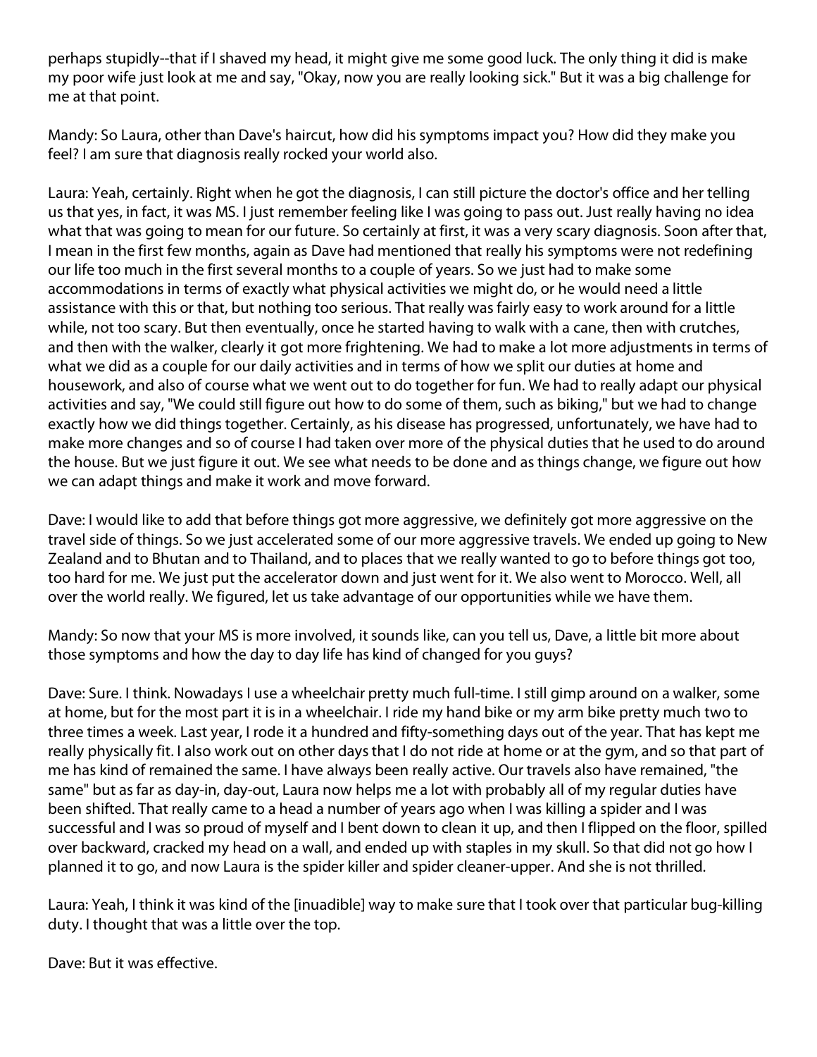perhaps stupidly--that if I shaved my head, it might give me some good luck. The only thing it did is make my poor wife just look at me and say, "Okay, now you are really looking sick." But it was a big challenge for me at that point.

Mandy: So Laura, other than Dave's haircut, how did his symptoms impact you? How did they make you feel? I am sure that diagnosis really rocked your world also.

Laura: Yeah, certainly. Right when he got the diagnosis, I can still picture the doctor's office and her telling us that yes, in fact, it was MS. I just remember feeling like I was going to pass out. Just really having no idea what that was going to mean for our future. So certainly at first, it was a very scary diagnosis. Soon after that, I mean in the first few months, again as Dave had mentioned that really his symptoms were not redefining our life too much in the first several months to a couple of years. So we just had to make some accommodations in terms of exactly what physical activities we might do, or he would need a little assistance with this or that, but nothing too serious. That really was fairly easy to work around for a little while, not too scary. But then eventually, once he started having to walk with a cane, then with crutches, and then with the walker, clearly it got more frightening. We had to make a lot more adjustments in terms of what we did as a couple for our daily activities and in terms of how we split our duties at home and housework, and also of course what we went out to do together for fun. We had to really adapt our physical activities and say, "We could still figure out how to do some of them, such as biking," but we had to change exactly how we did things together. Certainly, as his disease has progressed, unfortunately, we have had to make more changes and so of course I had taken over more of the physical duties that he used to do around the house. But we just figure it out. We see what needs to be done and as things change, we figure out how we can adapt things and make it work and move forward.

Dave: I would like to add that before things got more aggressive, we definitely got more aggressive on the travel side of things. So we just accelerated some of our more aggressive travels. We ended up going to New Zealand and to Bhutan and to Thailand, and to places that we really wanted to go to before things got too, too hard for me. We just put the accelerator down and just went for it. We also went to Morocco. Well, all over the world really. We figured, let us take advantage of our opportunities while we have them.

Mandy: So now that your MS is more involved, it sounds like, can you tell us, Dave, a little bit more about those symptoms and how the day to day life has kind of changed for you guys?

Dave: Sure. I think. Nowadays I use a wheelchair pretty much full-time. I still gimp around on a walker, some at home, but for the most part it is in a wheelchair. I ride my hand bike or my arm bike pretty much two to three times a week. Last year, I rode it a hundred and fifty-something days out of the year. That has kept me really physically fit. I also work out on other days that I do not ride at home or at the gym, and so that part of me has kind of remained the same. I have always been really active. Our travels also have remained, "the same" but as far as day-in, day-out, Laura now helps me a lot with probably all of my regular duties have been shifted. That really came to a head a number of years ago when I was killing a spider and I was successful and I was so proud of myself and I bent down to clean it up, and then I flipped on the floor, spilled over backward, cracked my head on a wall, and ended up with staples in my skull. So that did not go how I planned it to go, and now Laura is the spider killer and spider cleaner-upper. And she is not thrilled.

Laura: Yeah, I think it was kind of the [inuadible] way to make sure that I took over that particular bug-killing duty. I thought that was a little over the top.

Dave: But it was effective.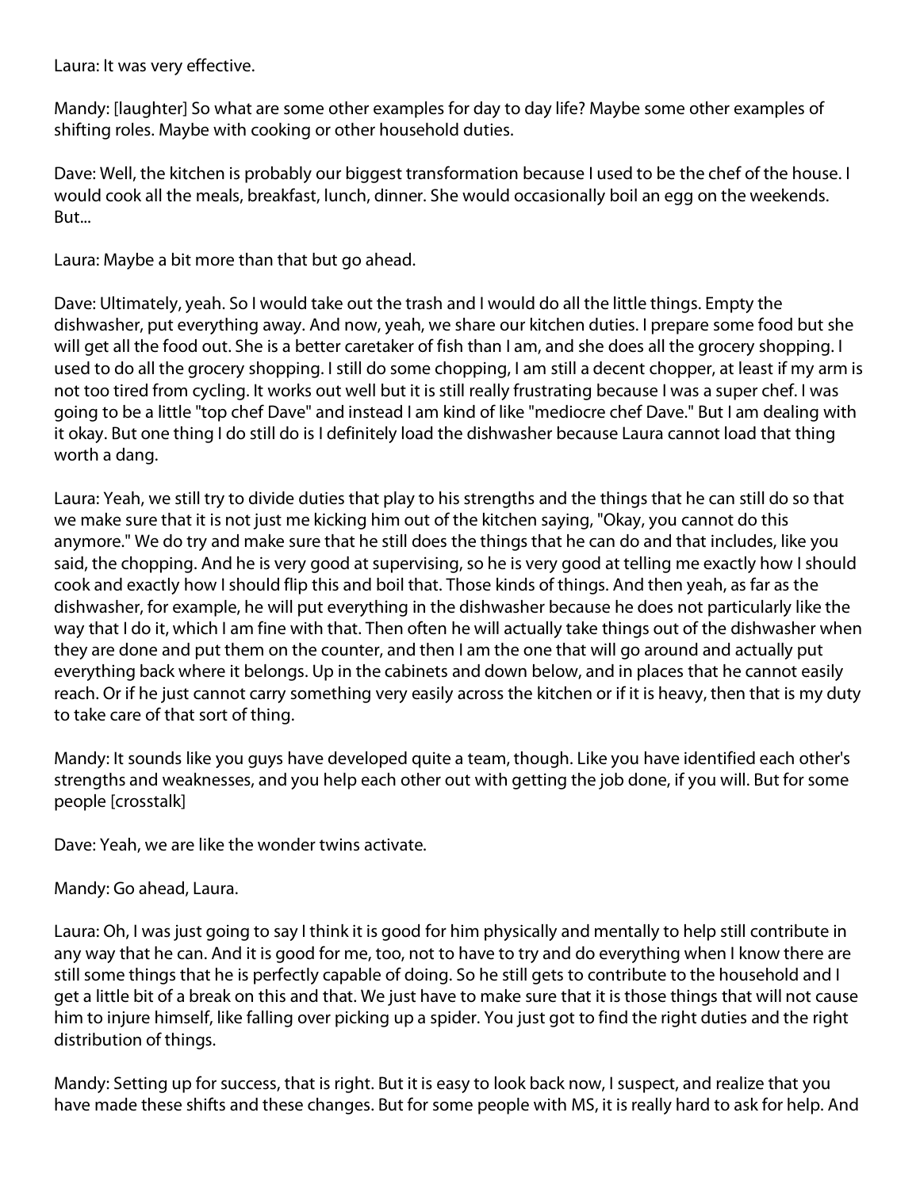Laura: It was very effective.

Mandy: [laughter] So what are some other examples for day to day life? Maybe some other examples of shifting roles. Maybe with cooking or other household duties.

Dave: Well, the kitchen is probably our biggest transformation because I used to be the chef of the house. I would cook all the meals, breakfast, lunch, dinner. She would occasionally boil an egg on the weekends. But...

Laura: Maybe a bit more than that but go ahead.

Dave: Ultimately, yeah. So I would take out the trash and I would do all the little things. Empty the dishwasher, put everything away. And now, yeah, we share our kitchen duties. I prepare some food but she will get all the food out. She is a better caretaker of fish than I am, and she does all the grocery shopping. I used to do all the grocery shopping. I still do some chopping, I am still a decent chopper, at least if my arm is not too tired from cycling. It works out well but it is still really frustrating because I was a super chef. I was going to be a little "top chef Dave" and instead I am kind of like "mediocre chef Dave." But I am dealing with it okay. But one thing I do still do is I definitely load the dishwasher because Laura cannot load that thing worth a dang.

Laura: Yeah, we still try to divide duties that play to his strengths and the things that he can still do so that we make sure that it is not just me kicking him out of the kitchen saying, "Okay, you cannot do this anymore." We do try and make sure that he still does the things that he can do and that includes, like you said, the chopping. And he is very good at supervising, so he is very good at telling me exactly how I should cook and exactly how I should flip this and boil that. Those kinds of things. And then yeah, as far as the dishwasher, for example, he will put everything in the dishwasher because he does not particularly like the way that I do it, which I am fine with that. Then often he will actually take things out of the dishwasher when they are done and put them on the counter, and then I am the one that will go around and actually put everything back where it belongs. Up in the cabinets and down below, and in places that he cannot easily reach. Or if he just cannot carry something very easily across the kitchen or if it is heavy, then that is my duty to take care of that sort of thing.

Mandy: It sounds like you guys have developed quite a team, though. Like you have identified each other's strengths and weaknesses, and you help each other out with getting the job done, if you will. But for some people [crosstalk]

Dave: Yeah, we are like the wonder twins activate.

Mandy: Go ahead, Laura.

Laura: Oh, I was just going to say I think it is good for him physically and mentally to help still contribute in any way that he can. And it is good for me, too, not to have to try and do everything when I know there are still some things that he is perfectly capable of doing. So he still gets to contribute to the household and I get a little bit of a break on this and that. We just have to make sure that it is those things that will not cause him to injure himself, like falling over picking up a spider. You just got to find the right duties and the right distribution of things.

Mandy: Setting up for success, that is right. But it is easy to look back now, I suspect, and realize that you have made these shifts and these changes. But for some people with MS, it is really hard to ask for help. And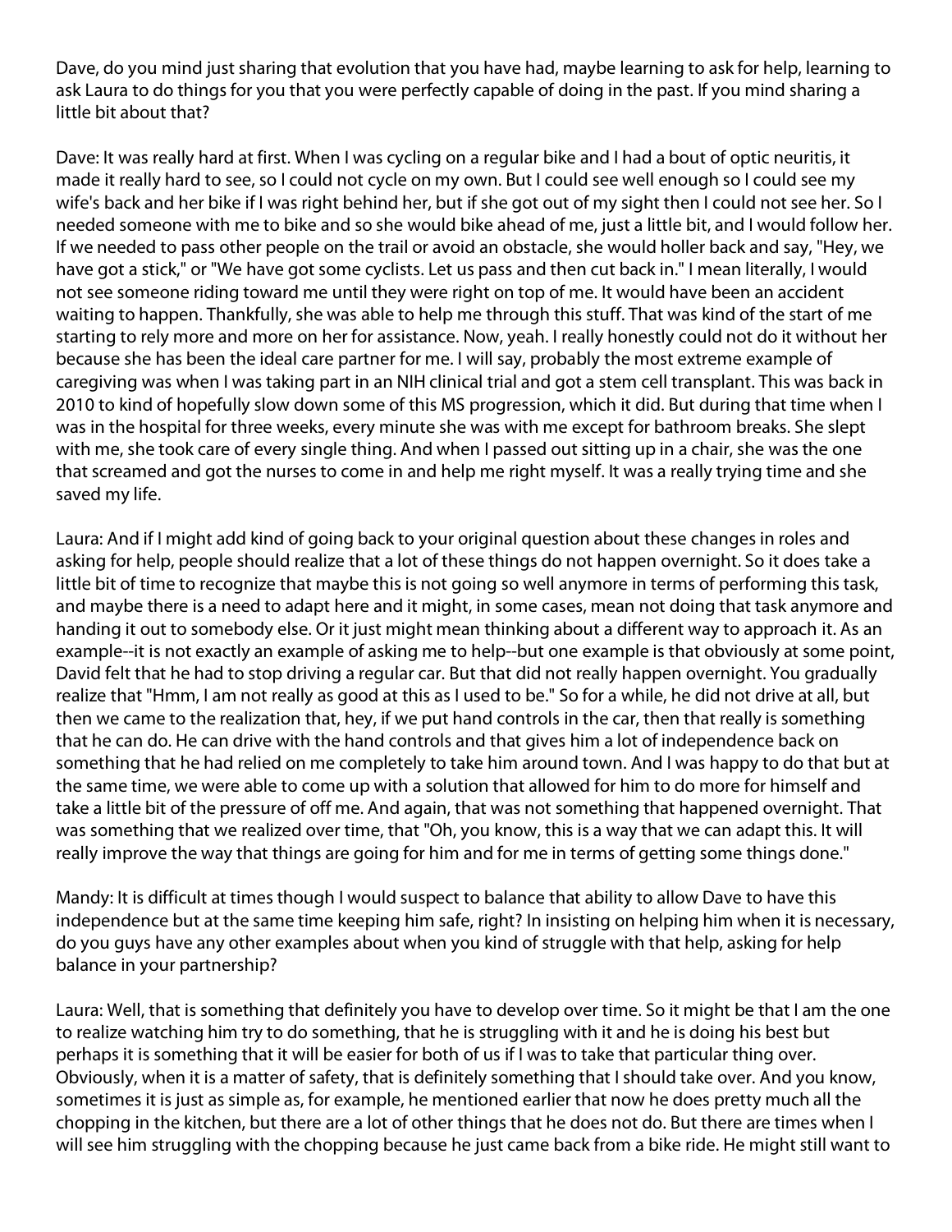Dave, do you mind just sharing that evolution that you have had, maybe learning to ask for help, learning to ask Laura to do things for you that you were perfectly capable of doing in the past. If you mind sharing a little bit about that?

Dave: It was really hard at first. When I was cycling on a regular bike and I had a bout of optic neuritis, it made it really hard to see, so I could not cycle on my own. But I could see well enough so I could see my wife's back and her bike if I was right behind her, but if she got out of my sight then I could not see her. So I needed someone with me to bike and so she would bike ahead of me, just a little bit, and I would follow her. If we needed to pass other people on the trail or avoid an obstacle, she would holler back and say, "Hey, we have got a stick," or "We have got some cyclists. Let us pass and then cut back in." I mean literally, I would not see someone riding toward me until they were right on top of me. It would have been an accident waiting to happen. Thankfully, she was able to help me through this stuff. That was kind of the start of me starting to rely more and more on her for assistance. Now, yeah. I really honestly could not do it without her because she has been the ideal care partner for me. I will say, probably the most extreme example of caregiving was when I was taking part in an NIH clinical trial and got a stem cell transplant. This was back in 2010 to kind of hopefully slow down some of this MS progression, which it did. But during that time when I was in the hospital for three weeks, every minute she was with me except for bathroom breaks. She slept with me, she took care of every single thing. And when I passed out sitting up in a chair, she was the one that screamed and got the nurses to come in and help me right myself. It was a really trying time and she saved my life.

Laura: And if I might add kind of going back to your original question about these changes in roles and asking for help, people should realize that a lot of these things do not happen overnight. So it does take a little bit of time to recognize that maybe this is not going so well anymore in terms of performing this task, and maybe there is a need to adapt here and it might, in some cases, mean not doing that task anymore and handing it out to somebody else. Or it just might mean thinking about a different way to approach it. As an example--it is not exactly an example of asking me to help--but one example is that obviously at some point, David felt that he had to stop driving a regular car. But that did not really happen overnight. You gradually realize that "Hmm, I am not really as good at this as I used to be." So for a while, he did not drive at all, but then we came to the realization that, hey, if we put hand controls in the car, then that really is something that he can do. He can drive with the hand controls and that gives him a lot of independence back on something that he had relied on me completely to take him around town. And I was happy to do that but at the same time, we were able to come up with a solution that allowed for him to do more for himself and take a little bit of the pressure of off me. And again, that was not something that happened overnight. That was something that we realized over time, that "Oh, you know, this is a way that we can adapt this. It will really improve the way that things are going for him and for me in terms of getting some things done."

Mandy: It is difficult at times though I would suspect to balance that ability to allow Dave to have this independence but at the same time keeping him safe, right? In insisting on helping him when it is necessary, do you guys have any other examples about when you kind of struggle with that help, asking for help balance in your partnership?

Laura: Well, that is something that definitely you have to develop over time. So it might be that I am the one to realize watching him try to do something, that he is struggling with it and he is doing his best but perhaps it is something that it will be easier for both of us if I was to take that particular thing over. Obviously, when it is a matter of safety, that is definitely something that I should take over. And you know, sometimes it is just as simple as, for example, he mentioned earlier that now he does pretty much all the chopping in the kitchen, but there are a lot of other things that he does not do. But there are times when I will see him struggling with the chopping because he just came back from a bike ride. He might still want to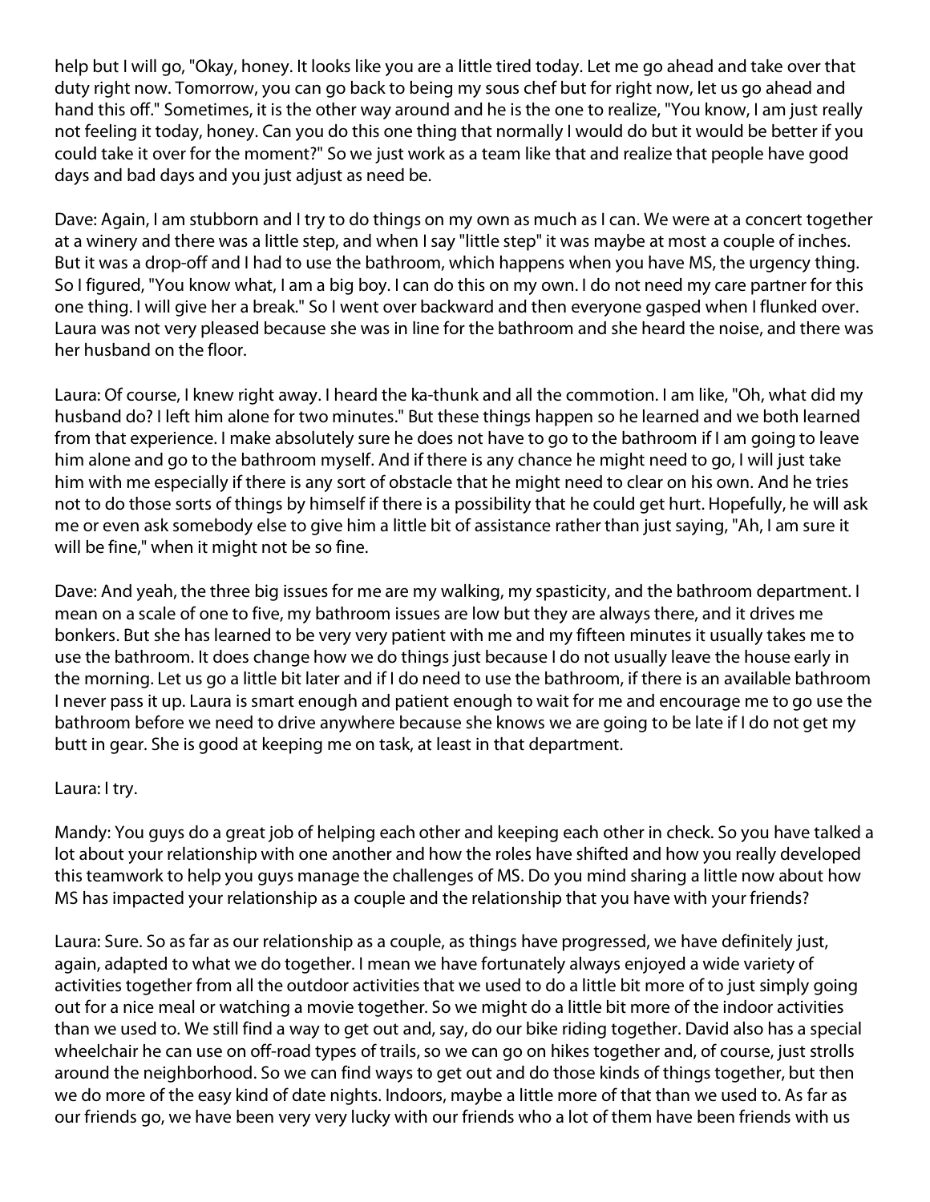help but I will go, "Okay, honey. It looks like you are a little tired today. Let me go ahead and take over that duty right now. Tomorrow, you can go back to being my sous chef but for right now, let us go ahead and hand this off." Sometimes, it is the other way around and he is the one to realize, "You know, I am just really not feeling it today, honey. Can you do this one thing that normally I would do but it would be better if you could take it over for the moment?" So we just work as a team like that and realize that people have good days and bad days and you just adjust as need be.

Dave: Again, I am stubborn and I try to do things on my own as much as I can. We were at a concert together at a winery and there was a little step, and when I say "little step" it was maybe at most a couple of inches. But it was a drop-off and I had to use the bathroom, which happens when you have MS, the urgency thing. So I figured, "You know what, I am a big boy. I can do this on my own. I do not need my care partner for this one thing. I will give her a break." So I went over backward and then everyone gasped when I flunked over. Laura was not very pleased because she was in line for the bathroom and she heard the noise, and there was her husband on the floor.

Laura: Of course, I knew right away. I heard the ka-thunk and all the commotion. I am like, "Oh, what did my husband do? I left him alone for two minutes." But these things happen so he learned and we both learned from that experience. I make absolutely sure he does not have to go to the bathroom if I am going to leave him alone and go to the bathroom myself. And if there is any chance he might need to go, I will just take him with me especially if there is any sort of obstacle that he might need to clear on his own. And he tries not to do those sorts of things by himself if there is a possibility that he could get hurt. Hopefully, he will ask me or even ask somebody else to give him a little bit of assistance rather than just saying, "Ah, I am sure it will be fine," when it might not be so fine.

Dave: And yeah, the three big issues for me are my walking, my spasticity, and the bathroom department. I mean on a scale of one to five, my bathroom issues are low but they are always there, and it drives me bonkers. But she has learned to be very very patient with me and my fifteen minutes it usually takes me to use the bathroom. It does change how we do things just because I do not usually leave the house early in the morning. Let us go a little bit later and if I do need to use the bathroom, if there is an available bathroom I never pass it up. Laura is smart enough and patient enough to wait for me and encourage me to go use the bathroom before we need to drive anywhere because she knows we are going to be late if I do not get my butt in gear. She is good at keeping me on task, at least in that department.

Laura: I try.

Mandy: You guys do a great job of helping each other and keeping each other in check. So you have talked a lot about your relationship with one another and how the roles have shifted and how you really developed this teamwork to help you guys manage the challenges of MS. Do you mind sharing a little now about how MS has impacted your relationship as a couple and the relationship that you have with your friends?

Laura: Sure. So as far as our relationship as a couple, as things have progressed, we have definitely just, again, adapted to what we do together. I mean we have fortunately always enjoyed a wide variety of activities together from all the outdoor activities that we used to do a little bit more of to just simply going out for a nice meal or watching a movie together. So we might do a little bit more of the indoor activities than we used to. We still find a way to get out and, say, do our bike riding together. David also has a special wheelchair he can use on off-road types of trails, so we can go on hikes together and, of course, just strolls around the neighborhood. So we can find ways to get out and do those kinds of things together, but then we do more of the easy kind of date nights. Indoors, maybe a little more of that than we used to. As far as our friends go, we have been very very lucky with our friends who a lot of them have been friends with us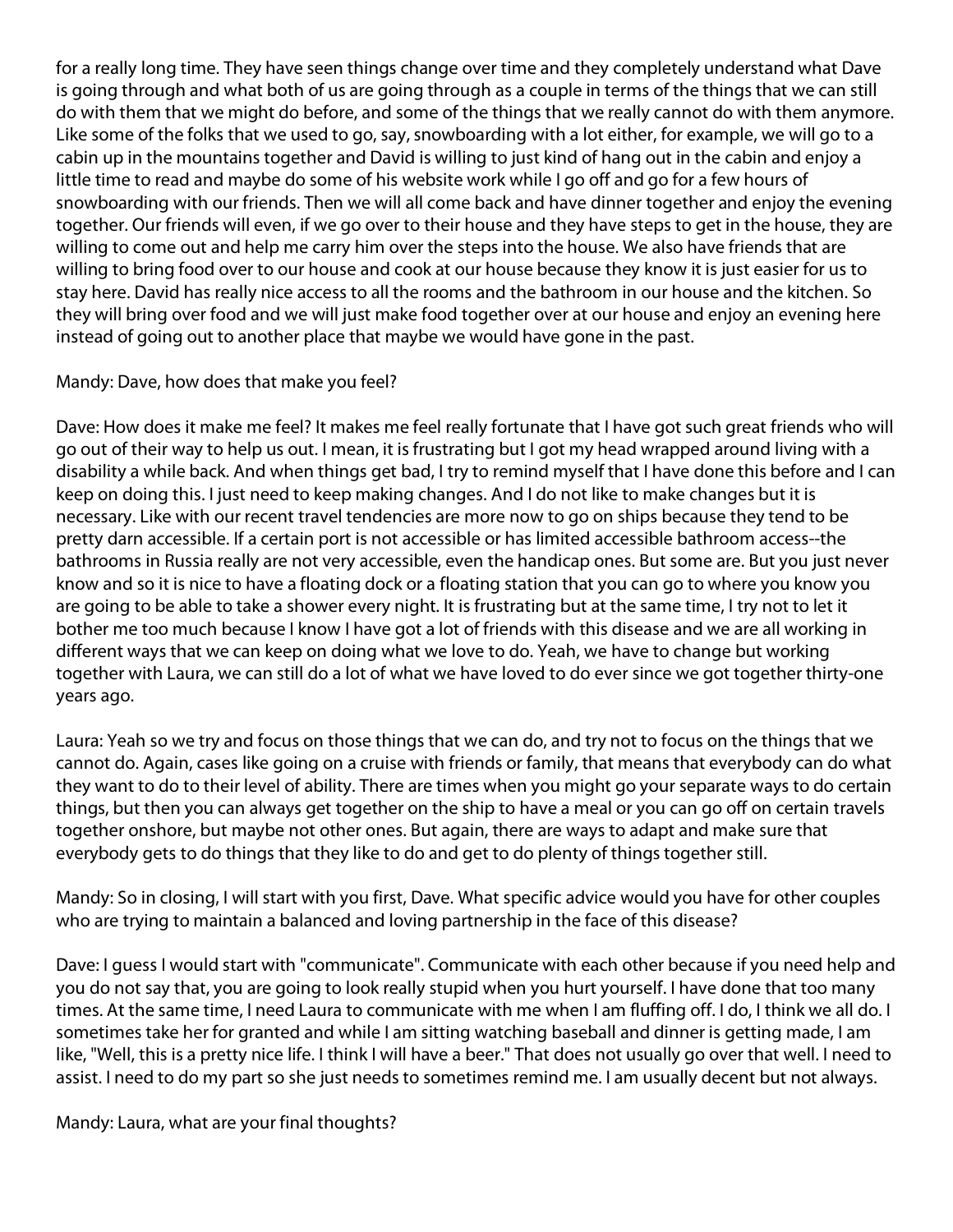for a really long time. They have seen things change over time and they completely understand what Dave is going through and what both of us are going through as a couple in terms of the things that we can still do with them that we might do before, and some of the things that we really cannot do with them anymore. Like some of the folks that we used to go, say, snowboarding with a lot either, for example, we will go to a cabin up in the mountains together and David is willing to just kind of hang out in the cabin and enjoy a little time to read and maybe do some of his website work while I go off and go for a few hours of snowboarding with our friends. Then we will all come back and have dinner together and enjoy the evening together. Our friends will even, if we go over to their house and they have steps to get in the house, they are willing to come out and help me carry him over the steps into the house. We also have friends that are willing to bring food over to our house and cook at our house because they know it is just easier for us to stay here. David has really nice access to all the rooms and the bathroom in our house and the kitchen. So they will bring over food and we will just make food together over at our house and enjoy an evening here instead of going out to another place that maybe we would have gone in the past.

Mandy: Dave, how does that make you feel?

Dave: How does it make me feel? It makes me feel really fortunate that I have got such great friends who will go out of their way to help us out. I mean, it is frustrating but I got my head wrapped around living with a disability a while back. And when things get bad, I try to remind myself that I have done this before and I can keep on doing this. I just need to keep making changes. And I do not like to make changes but it is necessary. Like with our recent travel tendencies are more now to go on ships because they tend to be pretty darn accessible. If a certain port is not accessible or has limited accessible bathroom access--the bathrooms in Russia really are not very accessible, even the handicap ones. But some are. But you just never know and so it is nice to have a floating dock or a floating station that you can go to where you know you are going to be able to take a shower every night. It is frustrating but at the same time, I try not to let it bother me too much because I know I have got a lot of friends with this disease and we are all working in different ways that we can keep on doing what we love to do. Yeah, we have to change but working together with Laura, we can still do a lot of what we have loved to do ever since we got together thirty-one years ago.

Laura: Yeah so we try and focus on those things that we can do, and try not to focus on the things that we cannot do. Again, cases like going on a cruise with friends or family, that means that everybody can do what they want to do to their level of ability. There are times when you might go your separate ways to do certain things, but then you can always get together on the ship to have a meal or you can go off on certain travels together onshore, but maybe not other ones. But again, there are ways to adapt and make sure that everybody gets to do things that they like to do and get to do plenty of things together still.

Mandy: So in closing, I will start with you first, Dave. What specific advice would you have for other couples who are trying to maintain a balanced and loving partnership in the face of this disease?

Dave: I guess I would start with "communicate". Communicate with each other because if you need help and you do not say that, you are going to look really stupid when you hurt yourself. I have done that too many times. At the same time, I need Laura to communicate with me when I am fluffing off. I do, I think we all do. I sometimes take her for granted and while I am sitting watching baseball and dinner is getting made, I am like, "Well, this is a pretty nice life. I think I will have a beer." That does not usually go over that well. I need to assist. I need to do my part so she just needs to sometimes remind me. I am usually decent but not always.

Mandy: Laura, what are your final thoughts?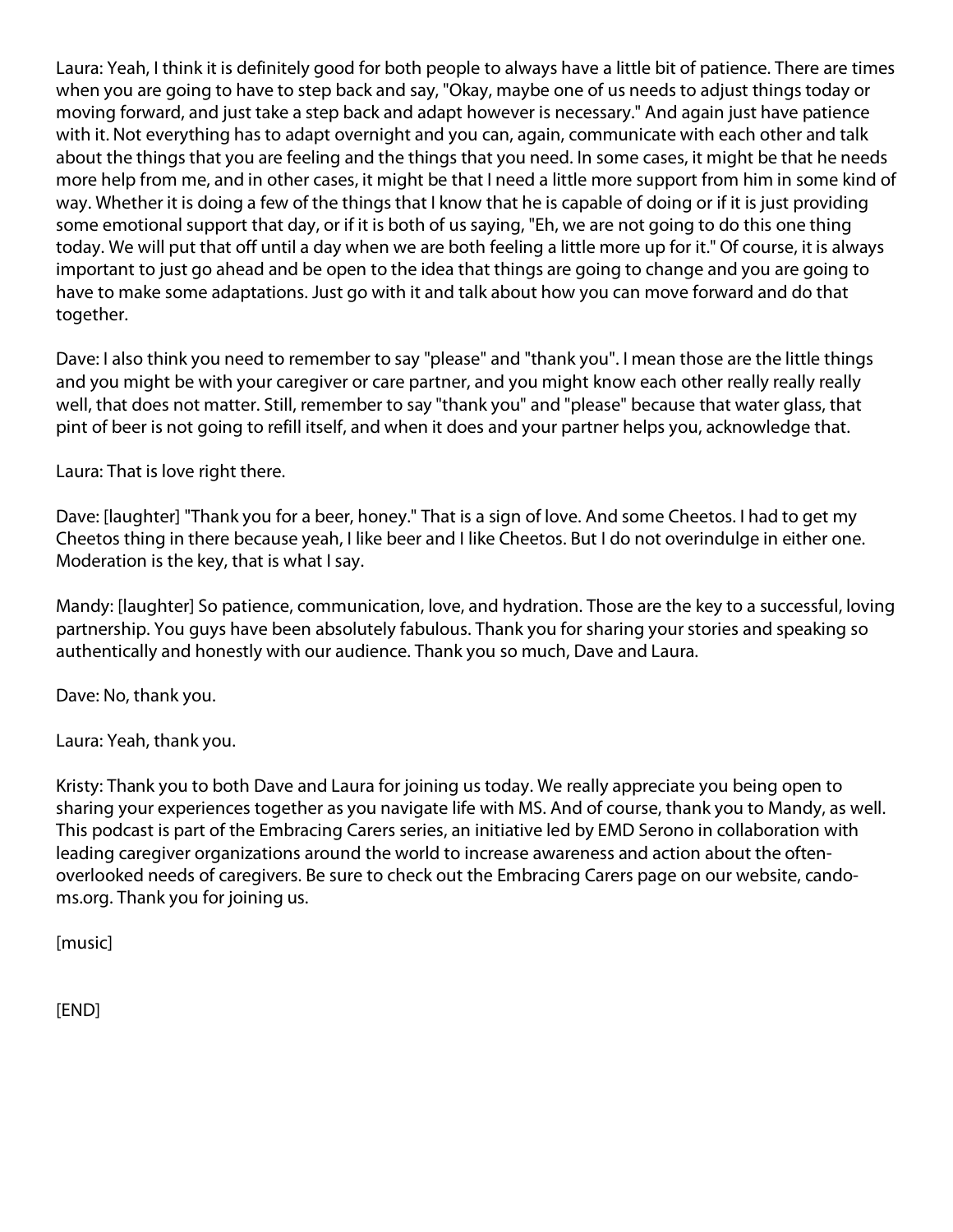Laura: Yeah, I think it is definitely good for both people to always have a little bit of patience. There are times when you are going to have to step back and say, "Okay, maybe one of us needs to adjust things today or moving forward, and just take a step back and adapt however is necessary." And again just have patience with it. Not everything has to adapt overnight and you can, again, communicate with each other and talk about the things that you are feeling and the things that you need. In some cases, it might be that he needs more help from me, and in other cases, it might be that I need a little more support from him in some kind of way. Whether it is doing a few of the things that I know that he is capable of doing or if it is just providing some emotional support that day, or if it is both of us saying, "Eh, we are not going to do this one thing today. We will put that off until a day when we are both feeling a little more up for it." Of course, it is always important to just go ahead and be open to the idea that things are going to change and you are going to have to make some adaptations. Just go with it and talk about how you can move forward and do that together.

Dave: I also think you need to remember to say "please" and "thank you". I mean those are the little things and you might be with your caregiver or care partner, and you might know each other really really really well, that does not matter. Still, remember to say "thank you" and "please" because that water glass, that pint of beer is not going to refill itself, and when it does and your partner helps you, acknowledge that.

Laura: That is love right there.

Dave: [laughter] "Thank you for a beer, honey." That is a sign of love. And some Cheetos. I had to get my Cheetos thing in there because yeah, I like beer and I like Cheetos. But I do not overindulge in either one. Moderation is the key, that is what I say.

Mandy: [laughter] So patience, communication, love, and hydration. Those are the key to a successful, loving partnership. You guys have been absolutely fabulous. Thank you for sharing your stories and speaking so authentically and honestly with our audience. Thank you so much, Dave and Laura.

Dave: No, thank you.

Laura: Yeah, thank you.

Kristy: Thank you to both Dave and Laura for joining us today. We really appreciate you being open to sharing your experiences together as you navigate life with MS. And of course, thank you to Mandy, as well. This podcast is part of the Embracing Carers series, an initiative led by EMD Serono in collaboration with leading caregiver organizations around the world to increase awareness and action about the often-overlooked needs of caregivers. Be sure to check out the Embracing Carers page on our website, cando-ms.org. Thank you for joining us.

[music]

[END]